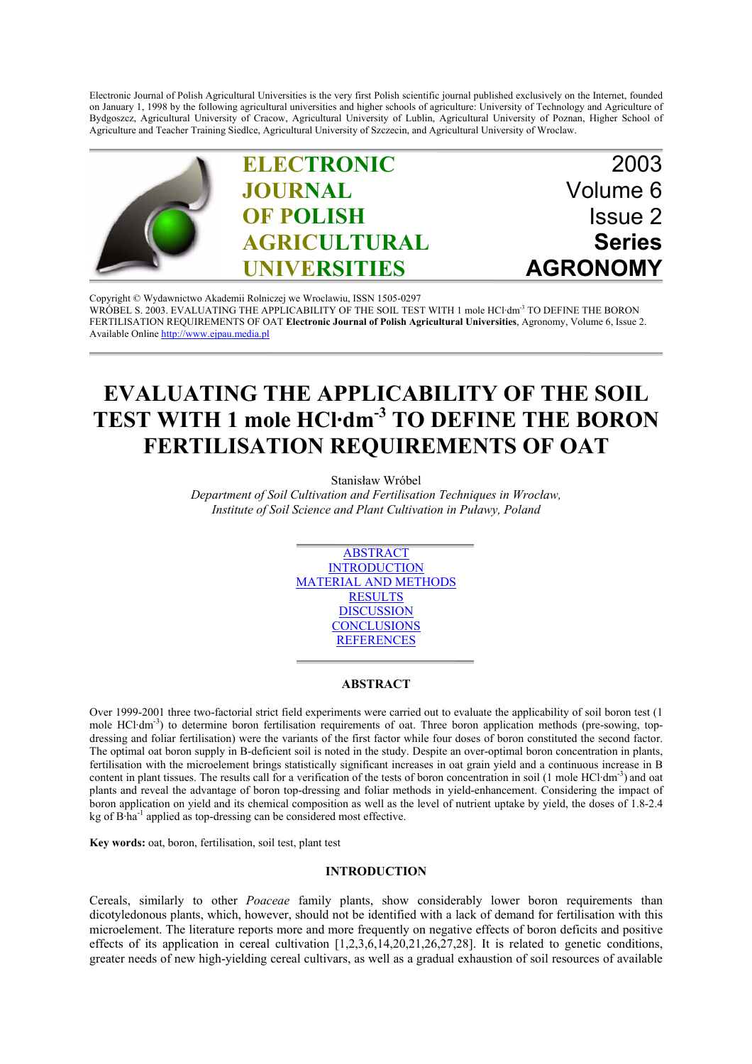Electronic Journal of Polish Agricultural Universities is the very first Polish scientific journal published exclusively on the Internet, founded on January 1, 1998 by the following agricultural universities and higher schools of agriculture: University of Technology and Agriculture of Bydgoszcz, Agricultural University of Cracow, Agricultural University of Lublin, Agricultural University of Poznan, Higher School of Agriculture and Teacher Training Siedlce, Agricultural University of Szczecin, and Agricultural University of Wroclaw.

**ELECTRONIC JOURNAL OF POLISH AGRICULTURAL UNIVERSITIES**

2003
Volume 6
Issue 2
**Series AGRONOMY**

Copyright © Wydawnictwo Akademii Rolniczej we Wroclawiu, ISSN 1505-0297
WRÓBEL S. 2003. EVALUATING THE APPLICABILITY OF THE SOIL TEST WITH 1 mole HCl·dm$^{-3}$ TO DEFINE THE BORON FERTILISATION REQUIREMENTS OF OAT **Electronic Journal of Polish Agricultural Universities**, Agronomy, Volume 6, Issue 2.
Available Online http://www.ejpau.media.pl

# EVALUATING THE APPLICABILITY OF THE SOIL TEST WITH 1 mole HCl·dm$^{-3}$ TO DEFINE THE BORON FERTILISATION REQUIREMENTS OF OAT

Stanisław Wróbel

*Department of Soil Cultivation and Fertilisation Techniques in Wrocław, Institute of Soil Science and Plant Cultivation in Puławy, Poland*

ABSTRACT
INTRODUCTION
MATERIAL AND METHODS
RESULTS
DISCUSSION
CONCLUSIONS
REFERENCES

## ABSTRACT

Over 1999-2001 three two-factorial strict field experiments were carried out to evaluate the applicability of soil boron test (1 mole HCl·dm$^{-3}$) to determine boron fertilisation requirements of oat. Three boron application methods (pre-sowing, top-dressing and foliar fertilisation) were the variants of the first factor while four doses of boron constituted the second factor. The optimal oat boron supply in B-deficient soil is noted in the study. Despite an over-optimal boron concentration in plants, fertilisation with the microelement brings statistically significant increases in oat grain yield and a continuous increase in B content in plant tissues. The results call for a verification of the tests of boron concentration in soil (1 mole HCl·dm$^{-3}$) and oat plants and reveal the advantage of boron top-dressing and foliar methods in yield-enhancement. Considering the impact of boron application on yield and its chemical composition as well as the level of nutrient uptake by yield, the doses of 1.8-2.4 kg of B·ha$^{-1}$ applied as top-dressing can be considered most effective.

**Key words:** oat, boron, fertilisation, soil test, plant test

## INTRODUCTION

Cereals, similarly to other *Poaceae* family plants, show considerably lower boron requirements than dicotyledonous plants, which, however, should not be identified with a lack of demand for fertilisation with this microelement. The literature reports more and more frequently on negative effects of boron deficits and positive effects of its application in cereal cultivation [1,2,3,6,14,20,21,26,27,28]. It is related to genetic conditions, greater needs of new high-yielding cereal cultivars, as well as a gradual exhaustion of soil resources of available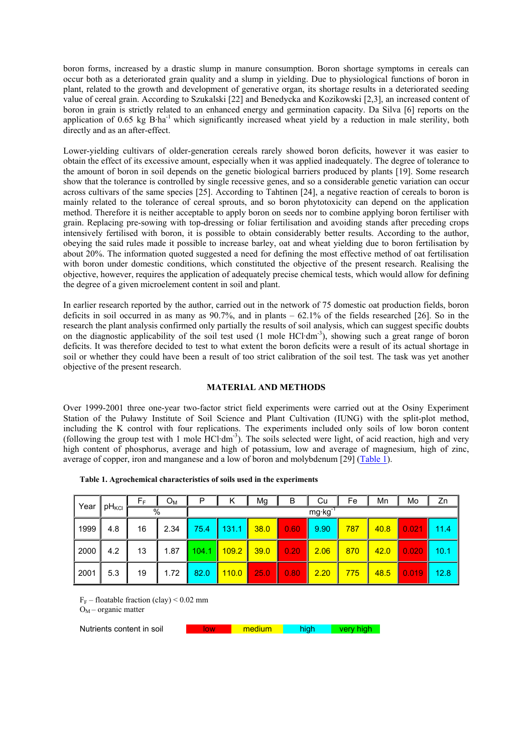boron forms, increased by a drastic slump in manure consumption. Boron shortage symptoms in cereals can occur both as a deteriorated grain quality and a slump in yielding. Due to physiological functions of boron in plant, related to the growth and development of generative organ, its shortage results in a deteriorated seeding value of cereal grain. According to Szukalski [22] and Benedycka and Kozikowski [2,3], an increased content of boron in grain is strictly related to an enhanced energy and germination capacity. Da Silva [6] reports on the application of 0.65 kg B·ha$^{-1}$ which significantly increased wheat yield by a reduction in male sterility, both directly and as an after-effect.

Lower-yielding cultivars of older-generation cereals rarely showed boron deficits, however it was easier to obtain the effect of its excessive amount, especially when it was applied inadequately. The degree of tolerance to the amount of boron in soil depends on the genetic biological barriers produced by plants [19]. Some research show that the tolerance is controlled by single recessive genes, and so a considerable genetic variation can occur across cultivars of the same species [25]. According to Tahtinen [24], a negative reaction of cereals to boron is mainly related to the tolerance of cereal sprouts, and so boron phytotoxicity can depend on the application method. Therefore it is neither acceptable to apply boron on seeds nor to combine applying boron fertiliser with grain. Replacing pre-sowing with top-dressing or foliar fertilisation and avoiding stands after preceding crops intensively fertilised with boron, it is possible to obtain considerably better results. According to the author, obeying the said rules made it possible to increase barley, oat and wheat yielding due to boron fertilisation by about 20%. The information quoted suggested a need for defining the most effective method of oat fertilisation with boron under domestic conditions, which constituted the objective of the present research. Realising the objective, however, requires the application of adequately precise chemical tests, which would allow for defining the degree of a given microelement content in soil and plant.

In earlier research reported by the author, carried out in the network of 75 domestic oat production fields, boron deficits in soil occurred in as many as 90.7%, and in plants – 62.1% of the fields researched [26]. So in the research the plant analysis confirmed only partially the results of soil analysis, which can suggest specific doubts on the diagnostic applicability of the soil test used (1 mole HCl·dm$^{-3}$), showing such a great range of boron deficits. It was therefore decided to test to what extent the boron deficits were a result of its actual shortage in soil or whether they could have been a result of too strict calibration of the soil test. The task was yet another objective of the present research.

## MATERIAL AND METHODS

Over 1999-2001 three one-year two-factor strict field experiments were carried out at the Osiny Experiment Station of the Puławy Institute of Soil Science and Plant Cultivation (IUNG) with the split-plot method, including the K control with four replications. The experiments included only soils of low boron content (following the group test with 1 mole HCl·dm$^{-3}$). The soils selected were light, of acid reaction, high and very high content of phosphorus, average and high of potassium, low and average of magnesium, high of zinc, average of copper, iron and manganese and a low of boron and molybdenum [29] (Table 1).

**Table 1. Agrochemical characteristics of soils used in the experiments**

| Year | $pH_{KCl}$ | $F_F$ | $O_M$ | P | K | Mg | B | Cu | Fe | Mn | Mo | Zn |
|---|---|---|---|---|---|---|---|---|---|---|---|---|
| | | % | | mg·kg$^{-1}$ | | | | | | | | |
| 1999 | 4.8 | 16 | 2.34 | 75.4 | 131.1 | 38.0 | 0.60 | 9.90 | 787 | 40.8 | 0.021 | 11.4 |
| 2000 | 4.2 | 13 | 1.87 | 104.1 | 109.2 | 39.0 | 0.20 | 2.06 | 870 | 42.0 | 0.020 | 10.1 |
| 2001 | 5.3 | 19 | 1.72 | 82.0 | 110.0 | 25.0 | 0.80 | 2.20 | 775 | 48.5 | 0.019 | 12.8 |

$F_F$ – floatable fraction (clay) < 0.02 mm
$O_M$ – organic matter

Nutrients content in soil: low, medium, high, very high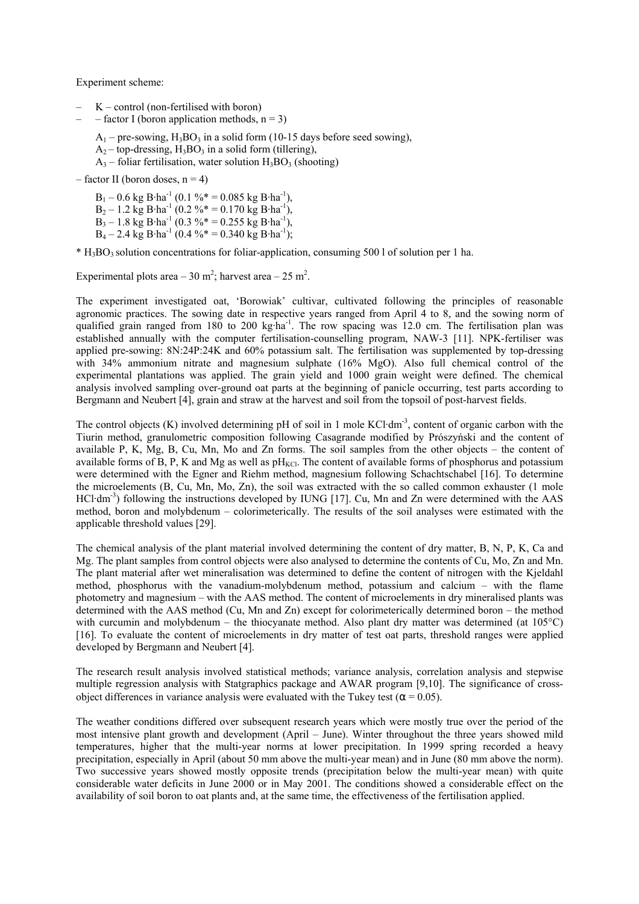Experiment scheme:

- K – control (non-fertilised with boron)
- – factor I (boron application methods, n = 3)

  $A_1$ – pre-sowing, $H_3BO_3$ in a solid form (10-15 days before seed sowing),
  $A_2$ – top-dressing, $H_3BO_3$ in a solid form (tillering),
  $A_3$ – foliar fertilisation, water solution $H_3BO_3$ (shooting)

– factor II (boron doses, n = 4)

  $B_1$ – 0.6 kg B·ha$^{-1}$ (0.1 %* = 0.085 kg B·ha$^{-1}$),
  $B_2$ – 1.2 kg B·ha$^{-1}$ (0.2 %* = 0.170 kg B·ha$^{-1}$),
  $B_3$ – 1.8 kg B·ha$^{-1}$ (0.3 %* = 0.255 kg B·ha$^{-1}$),
  $B_4$ – 2.4 kg B·ha$^{-1}$ (0.4 %* = 0.340 kg B·ha$^{-1}$);

* $H_3BO_3$ solution concentrations for foliar-application, consuming 500 l of solution per 1 ha.

Experimental plots area – 30 m$^2$; harvest area – 25 m$^2$.

The experiment investigated oat, 'Borowiak' cultivar, cultivated following the principles of reasonable agronomic practices. The sowing date in respective years ranged from April 4 to 8, and the sowing norm of qualified grain ranged from 180 to 200 kg·ha$^{-1}$. The row spacing was 12.0 cm. The fertilisation plan was established annually with the computer fertilisation-counselling program, NAW-3 [11]. NPK-fertiliser was applied pre-sowing: 8N:24P:24K and 60% potassium salt. The fertilisation was supplemented by top-dressing with 34% ammonium nitrate and magnesium sulphate (16% MgO). Also full chemical control of the experimental plantations was applied. The grain yield and 1000 grain weight were defined. The chemical analysis involved sampling over-ground oat parts at the beginning of panicle occurring, test parts according to Bergmann and Neubert [4], grain and straw at the harvest and soil from the topsoil of post-harvest fields.

The control objects (K) involved determining pH of soil in 1 mole KCl·dm$^{-3}$, content of organic carbon with the Tiurin method, granulometric composition following Casagrande modified by Prószyński and the content of available P, K, Mg, B, Cu, Mn, Mo and Zn forms. The soil samples from the other objects – the content of available forms of B, P, K and Mg as well as $pH_{KCl}$. The content of available forms of phosphorus and potassium were determined with the Egner and Riehm method, magnesium following Schachtschabel [16]. To determine the microelements (B, Cu, Mn, Mo, Zn), the soil was extracted with the so called common exhauster (1 mole HCl·dm$^{-3}$) following the instructions developed by IUNG [17]. Cu, Mn and Zn were determined with the AAS method, boron and molybdenum – colorimeterically. The results of the soil analyses were estimated with the applicable threshold values [29].

The chemical analysis of the plant material involved determining the content of dry matter, B, N, P, K, Ca and Mg. The plant samples from control objects were also analysed to determine the contents of Cu, Mo, Zn and Mn. The plant material after wet mineralisation was determined to define the content of nitrogen with the Kjeldahl method, phosphorus with the vanadium-molybdenum method, potassium and calcium – with the flame photometry and magnesium – with the AAS method. The content of microelements in dry mineralised plants was determined with the AAS method (Cu, Mn and Zn) except for colorimeterically determined boron – the method with curcumin and molybdenum – the thiocyanate method. Also plant dry matter was determined (at 105°C) [16]. To evaluate the content of microelements in dry matter of test oat parts, threshold ranges were applied developed by Bergmann and Neubert [4].

The research result analysis involved statistical methods; variance analysis, correlation analysis and stepwise multiple regression analysis with Statgraphics package and AWAR program [9,10]. The significance of cross-object differences in variance analysis were evaluated with the Tukey test ($\alpha = 0.05$).

The weather conditions differed over subsequent research years which were mostly true over the period of the most intensive plant growth and development (April – June). Winter throughout the three years showed mild temperatures, higher that the multi-year norms at lower precipitation. In 1999 spring recorded a heavy precipitation, especially in April (about 50 mm above the multi-year mean) and in June (80 mm above the norm). Two successive years showed mostly opposite trends (precipitation below the multi-year mean) with quite considerable water deficits in June 2000 or in May 2001. The conditions showed a considerable effect on the availability of soil boron to oat plants and, at the same time, the effectiveness of the fertilisation applied.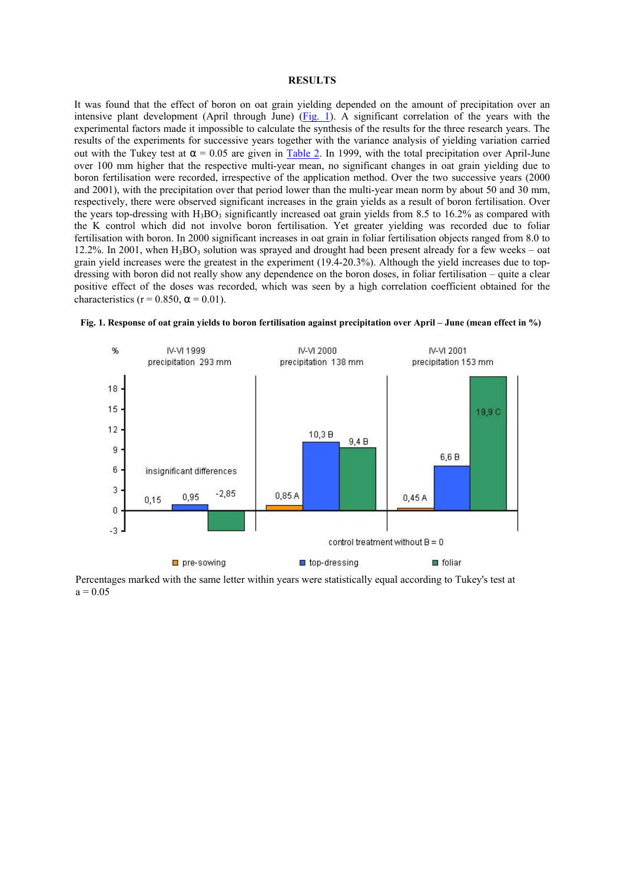## RESULTS

It was found that the effect of boron on oat grain yielding depended on the amount of precipitation over an intensive plant development (April through June) (Fig. 1). A significant correlation of the years with the experimental factors made it impossible to calculate the synthesis of the results for the three research years. The results of the experiments for successive years together with the variance analysis of yielding variation carried out with the Tukey test at $\alpha = 0.05$ are given in Table 2. In 1999, with the total precipitation over April-June over 100 mm higher that the respective multi-year mean, no significant changes in oat grain yielding due to boron fertilisation were recorded, irrespective of the application method. Over the two successive years (2000 and 2001), with the precipitation over that period lower than the multi-year mean norm by about 50 and 30 mm, respectively, there were observed significant increases in the grain yields as a result of boron fertilisation. Over the years top-dressing with $H_3BO_3$ significantly increased oat grain yields from 8.5 to 16.2% as compared with the K control which did not involve boron fertilisation. Yet greater yielding was recorded due to foliar fertilisation with boron. In 2000 significant increases in oat grain in foliar fertilisation objects ranged from 8.0 to 12.2%. In 2001, when $H_3BO_3$ solution was sprayed and drought had been present already for a few weeks – oat grain yield increases were the greatest in the experiment (19.4-20.3%). Although the yield increases due to top-dressing with boron did not really show any dependence on the boron doses, in foliar fertilisation – quite a clear positive effect of the doses was recorded, which was seen by a high correlation coefficient obtained for the characteristics ($r = 0.850$, $\alpha = 0.01$).

**Fig. 1. Response of oat grain yields to boron fertilisation against precipitation over April – June (mean effect in %)**

Percentages marked with the same letter within years were statistically equal according to Tukey's test at a = 0.05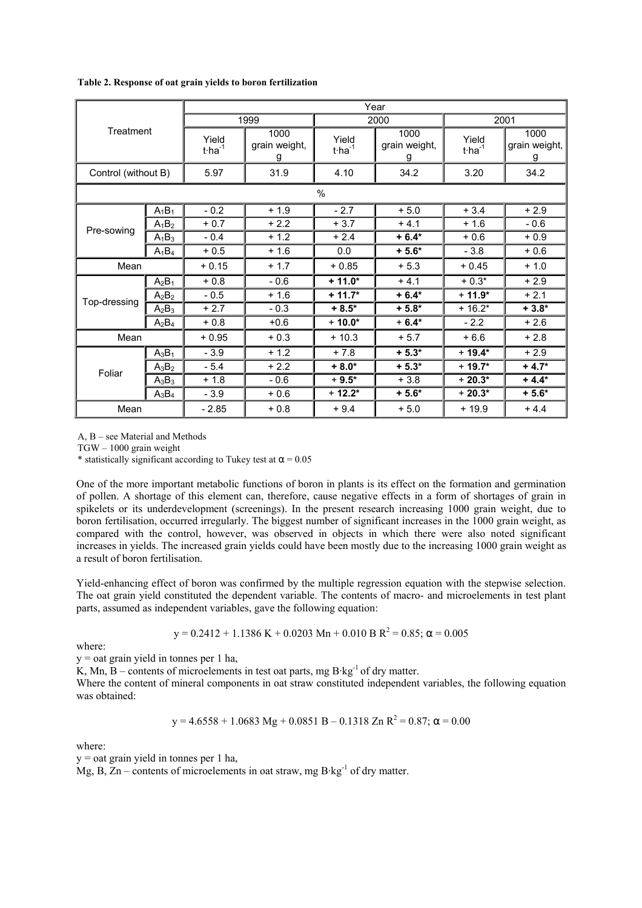**Table 2. Response of oat grain yields to boron fertilization**

| Treatment | | Year | | | | | |
|---|---|---|---|---|---|---|---|
| | | 1999 | | 2000 | | 2001 | |
| | | Yield $t \cdot ha^{-1}$ | 1000 grain weight, g | Yield $t \cdot ha^{-1}$ | 1000 grain weight, g | Yield $t \cdot ha^{-1}$ | 1000 grain weight, g |
| Control (without B) | | 5.97 | 31.9 | 4.10 | 34.2 | 3.20 | 34.2 |
| % | | | | | | | |
| Pre-sowing | $A_1B_1$ | - 0.2 | + 1.9 | - 2.7 | + 5.0 | + 3.4 | + 2.9 |
| | $A_1B_2$ | + 0.7 | + 2.2 | + 3.7 | + 4.1 | + 1.6 | - 0.6 |
| | $A_1B_3$ | - 0.4 | + 1.2 | + 2.4 | **+ 6.4*** | + 0.6 | + 0.9 |
| | $A_1B_4$ | + 0.5 | + 1.6 | 0.0 | **+ 5.6*** | - 3.8 | + 0.6 |
| Mean | | + 0.15 | + 1.7 | + 0.85 | + 5.3 | + 0.45 | + 1.0 |
| Top-dressing | $A_2B_1$ | + 0.8 | - 0.6 | **+ 11.0*** | + 4.1 | + 0.3* | + 2.9 |
| | $A_2B_2$ | - 0.5 | + 1.6 | **+ 11.7*** | **+ 6.4*** | + **11.9*** | + 2.1 |
| | $A_2B_3$ | + 2.7 | - 0.3 | **+ 8.5*** | **+ 5.8*** | + 16.2* | **+ 3.8*** |
| | $A_2B_4$ | + 0.8 | +0.6 | + **10.0*** | **+ 6.4*** | - 2.2 | + 2.6 |
| Mean | | + 0.95 | + 0.3 | + 10.3 | + 5.7 | + 6.6 | + 2.8 |
| Foliar | $A_3B_1$ | - 3.9 | + 1.2 | + 7.8 | **+ 5.3*** | + **19.4*** | + 2.9 |
| | $A_3B_2$ | - 5.4 | + 2.2 | **+ 8.0*** | **+ 5.3*** | + **19.7*** | **+ 4.7*** |
| | $A_3B_3$ | + 1.8 | - 0.6 | + **9.5*** | + 3.8 | + **20.3*** | **+ 4.4*** |
| | $A_3B_4$ | - 3.9 | + 0.6 | + **12.2*** | **+ 5.6*** | + **20.3*** | **+ 5.6*** |
| Mean | | - 2.85 | + 0.8 | + 9.4 | + 5.0 | + 19.9 | + 4.4 |

A, B – see Material and Methods

TGW – 1000 grain weight

* statistically significant according to Tukey test at $\alpha = 0.05$

One of the more important metabolic functions of boron in plants is its effect on the formation and germination of pollen. A shortage of this element can, therefore, cause negative effects in a form of shortages of grain in spikelets or its underdevelopment (screenings). In the present research increasing 1000 grain weight, due to boron fertilisation, occurred irregularly. The biggest number of significant increases in the 1000 grain weight, as compared with the control, however, was observed in objects in which there were also noted significant increases in yields. The increased grain yields could have been mostly due to the increasing 1000 grain weight as a result of boron fertilisation.

Yield-enhancing effect of boron was confirmed by the multiple regression equation with the stepwise selection. The oat grain yield constituted the dependent variable. The contents of macro- and microelements in test plant parts, assumed as independent variables, gave the following equation:

$$y = 0.2412 + 1.1386\,K + 0.0203\,Mn + 0.010\,B \quad R^2 = 0.85;\ \alpha = 0.005$$

where:

y = oat grain yield in tonnes per 1 ha,

K, Mn, B – contents of microelements in test oat parts, mg $B \cdot kg^{-1}$ of dry matter.

Where the content of mineral components in oat straw constituted independent variables, the following equation was obtained:

$$y = 4.6558 + 1.0683\,Mg + 0.0851\,B - 0.1318\,Zn \quad R^2 = 0.87;\ \alpha = 0.00$$

where:

y = oat grain yield in tonnes per 1 ha,

Mg, B, Zn – contents of microelements in oat straw, mg $B \cdot kg^{-1}$ of dry matter.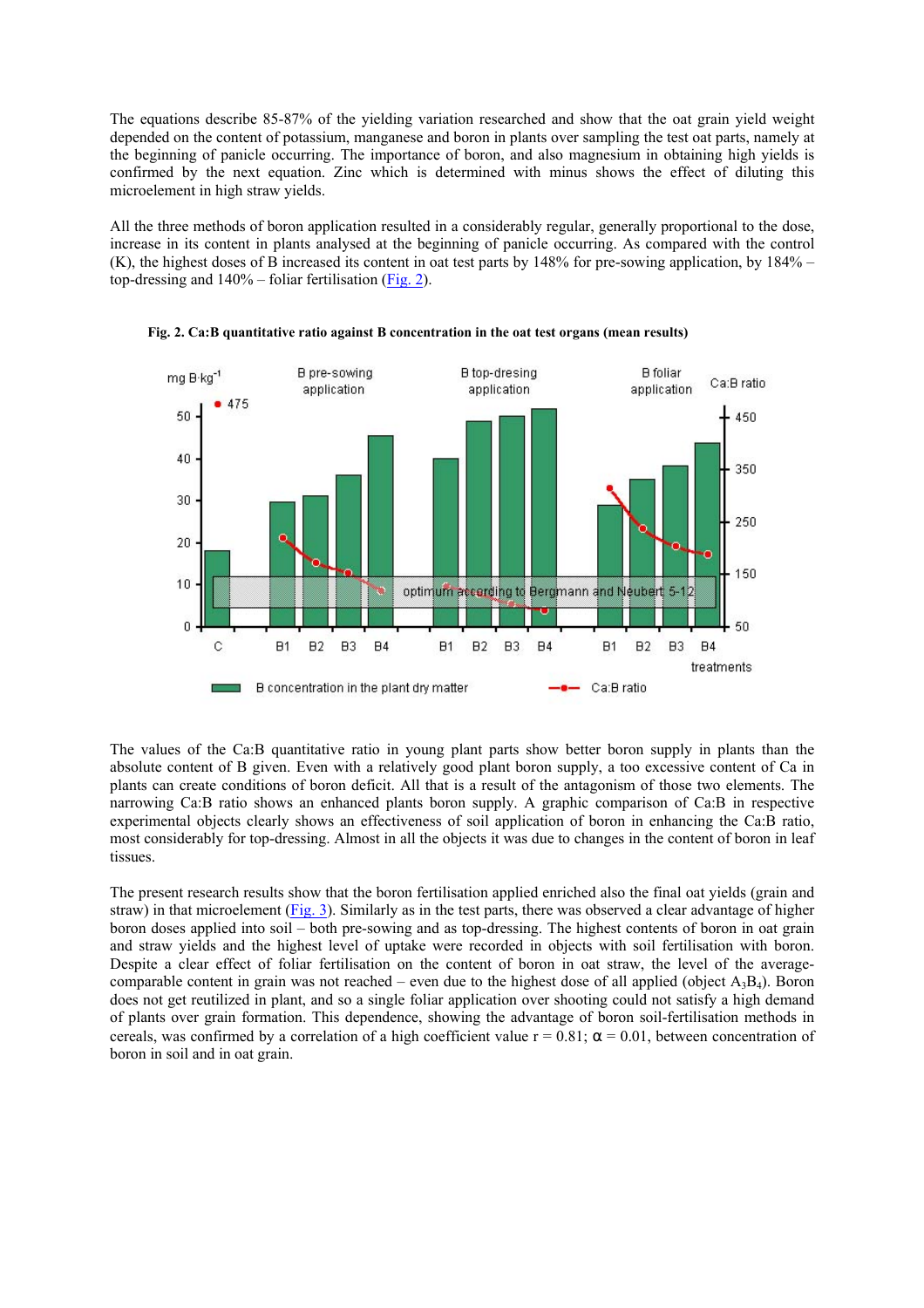The equations describe 85-87% of the yielding variation researched and show that the oat grain yield weight depended on the content of potassium, manganese and boron in plants over sampling the test oat parts, namely at the beginning of panicle occurring. The importance of boron, and also magnesium in obtaining high yields is confirmed by the next equation. Zinc which is determined with minus shows the effect of diluting this microelement in high straw yields.

All the three methods of boron application resulted in a considerably regular, generally proportional to the dose, increase in its content in plants analysed at the beginning of panicle occurring. As compared with the control (K), the highest doses of B increased its content in oat test parts by 148% for pre-sowing application, by 184% – top-dressing and 140% – foliar fertilisation (Fig. 2).

**Fig. 2. Ca:B quantitative ratio against B concentration in the oat test organs (mean results)**

The values of the Ca:B quantitative ratio in young plant parts show better boron supply in plants than the absolute content of B given. Even with a relatively good plant boron supply, a too excessive content of Ca in plants can create conditions of boron deficit. All that is a result of the antagonism of those two elements. The narrowing Ca:B ratio shows an enhanced plants boron supply. A graphic comparison of Ca:B in respective experimental objects clearly shows an effectiveness of soil application of boron in enhancing the Ca:B ratio, most considerably for top-dressing. Almost in all the objects it was due to changes in the content of boron in leaf tissues.

The present research results show that the boron fertilisation applied enriched also the final oat yields (grain and straw) in that microelement (Fig. 3). Similarly as in the test parts, there was observed a clear advantage of higher boron doses applied into soil – both pre-sowing and as top-dressing. The highest contents of boron in oat grain and straw yields and the highest level of uptake were recorded in objects with soil fertilisation with boron. Despite a clear effect of foliar fertilisation on the content of boron in oat straw, the level of the average-comparable content in grain was not reached – even due to the highest dose of all applied (object $A_3B_4$). Boron does not get reutilized in plant, and so a single foliar application over shooting could not satisfy a high demand of plants over grain formation. This dependence, showing the advantage of boron soil-fertilisation methods in cereals, was confirmed by a correlation of a high coefficient value $r = 0.81$; $\alpha = 0.01$, between concentration of boron in soil and in oat grain.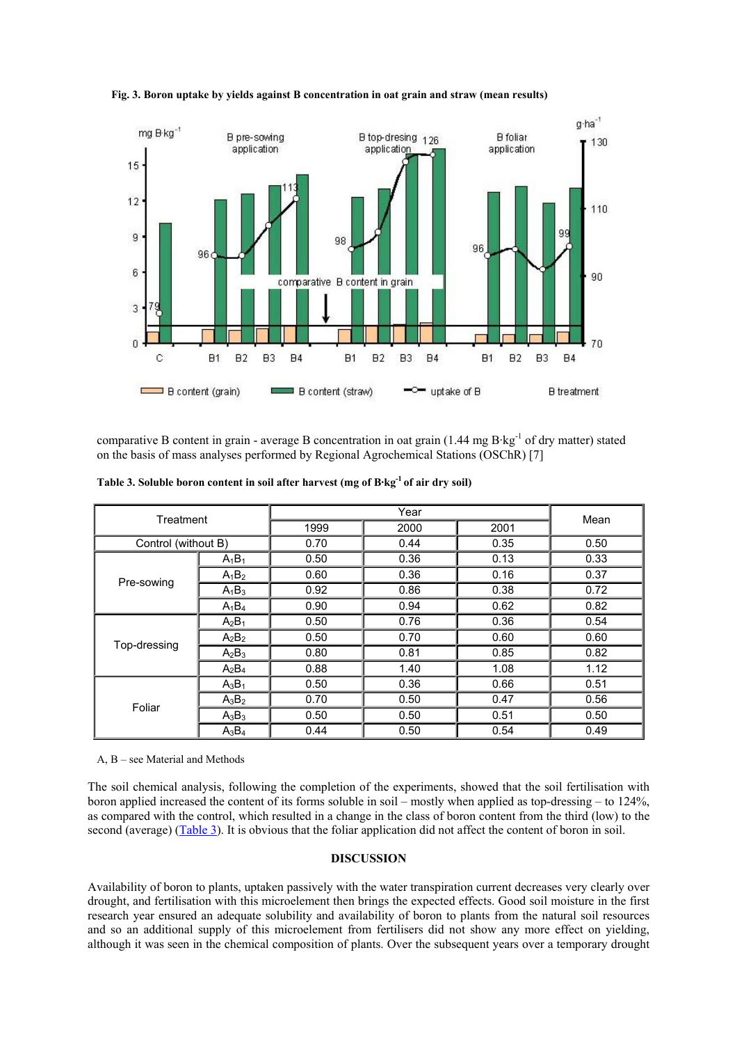**Fig. 3. Boron uptake by yields against B concentration in oat grain and straw (mean results)**

comparative B content in grain - average B concentration in oat grain (1.44 mg B·kg$^{-1}$ of dry matter) stated on the basis of mass analyses performed by Regional Agrochemical Stations (OSChR) [7]

**Table 3. Soluble boron content in soil after harvest (mg of B·kg$^{-1}$ of air dry soil)**

| Treatment | | Year | | | Mean |
|---|---|---|---|---|---|
| | | 1999 | 2000 | 2001 | |
| Control (without B) | | 0.70 | 0.44 | 0.35 | 0.50 |
| Pre-sowing | $A_1B_1$ | 0.50 | 0.36 | 0.13 | 0.33 |
| | $A_1B_2$ | 0.60 | 0.36 | 0.16 | 0.37 |
| | $A_1B_3$ | 0.92 | 0.86 | 0.38 | 0.72 |
| | $A_1B_4$ | 0.90 | 0.94 | 0.62 | 0.82 |
| Top-dressing | $A_2B_1$ | 0.50 | 0.76 | 0.36 | 0.54 |
| | $A_2B_2$ | 0.50 | 0.70 | 0.60 | 0.60 |
| | $A_2B_3$ | 0.80 | 0.81 | 0.85 | 0.82 |
| | $A_2B_4$ | 0.88 | 1.40 | 1.08 | 1.12 |
| Foliar | $A_3B_1$ | 0.50 | 0.36 | 0.66 | 0.51 |
| | $A_3B_2$ | 0.70 | 0.50 | 0.47 | 0.56 |
| | $A_3B_3$ | 0.50 | 0.50 | 0.51 | 0.50 |
| | $A_3B_4$ | 0.44 | 0.50 | 0.54 | 0.49 |

A, B – see Material and Methods

The soil chemical analysis, following the completion of the experiments, showed that the soil fertilisation with boron applied increased the content of its forms soluble in soil – mostly when applied as top-dressing – to 124%, as compared with the control, which resulted in a change in the class of boron content from the third (low) to the second (average) (Table 3). It is obvious that the foliar application did not affect the content of boron in soil.

## DISCUSSION

Availability of boron to plants, uptaken passively with the water transpiration current decreases very clearly over drought, and fertilisation with this microelement then brings the expected effects. Good soil moisture in the first research year ensured an adequate solubility and availability of boron to plants from the natural soil resources and so an additional supply of this microelement from fertilisers did not show any more effect on yielding, although it was seen in the chemical composition of plants. Over the subsequent years over a temporary drought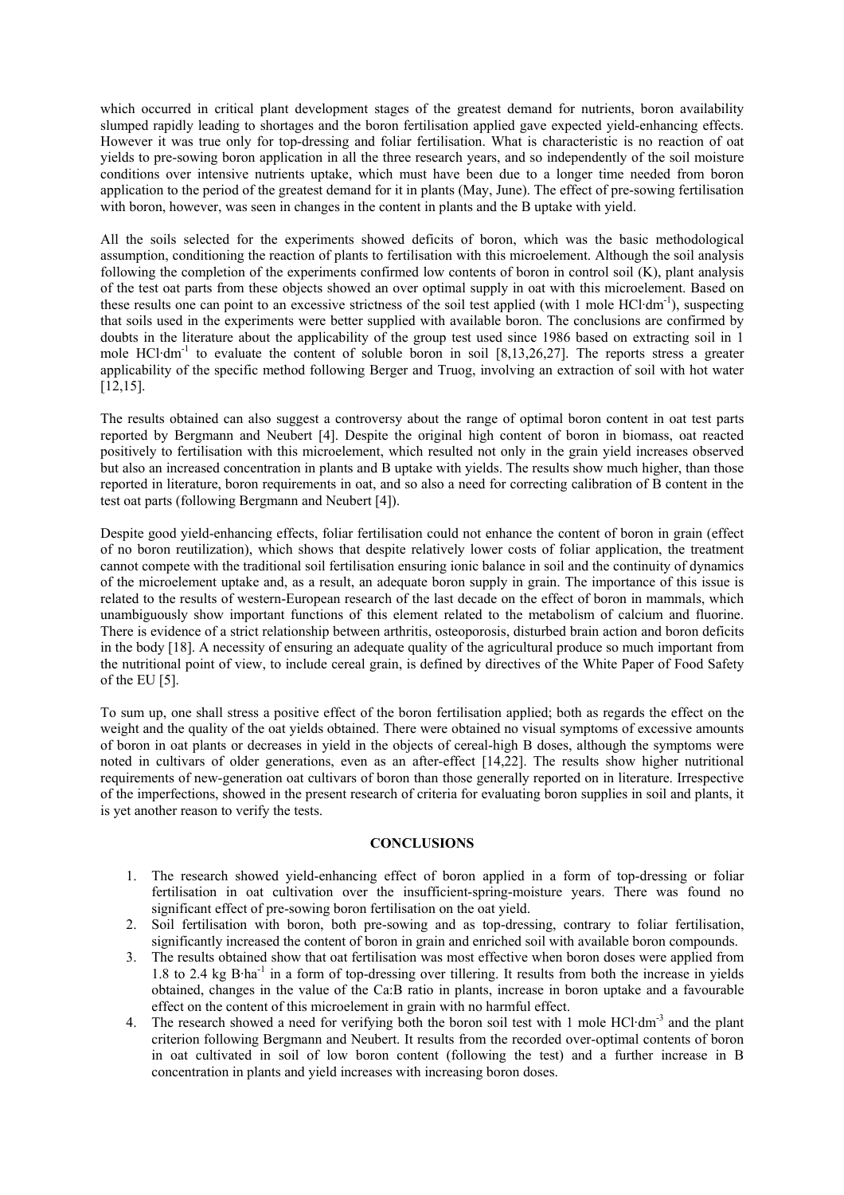which occurred in critical plant development stages of the greatest demand for nutrients, boron availability slumped rapidly leading to shortages and the boron fertilisation applied gave expected yield-enhancing effects. However it was true only for top-dressing and foliar fertilisation. What is characteristic is no reaction of oat yields to pre-sowing boron application in all the three research years, and so independently of the soil moisture conditions over intensive nutrients uptake, which must have been due to a longer time needed from boron application to the period of the greatest demand for it in plants (May, June). The effect of pre-sowing fertilisation with boron, however, was seen in changes in the content in plants and the B uptake with yield.

All the soils selected for the experiments showed deficits of boron, which was the basic methodological assumption, conditioning the reaction of plants to fertilisation with this microelement. Although the soil analysis following the completion of the experiments confirmed low contents of boron in control soil (K), plant analysis of the test oat parts from these objects showed an over optimal supply in oat with this microelement. Based on these results one can point to an excessive strictness of the soil test applied (with 1 mole $HCl \cdot dm^{-1}$), suspecting that soils used in the experiments were better supplied with available boron. The conclusions are confirmed by doubts in the literature about the applicability of the group test used since 1986 based on extracting soil in 1 mole $HCl \cdot dm^{-1}$ to evaluate the content of soluble boron in soil [8,13,26,27]. The reports stress a greater applicability of the specific method following Berger and Truog, involving an extraction of soil with hot water [12,15].

The results obtained can also suggest a controversy about the range of optimal boron content in oat test parts reported by Bergmann and Neubert [4]. Despite the original high content of boron in biomass, oat reacted positively to fertilisation with this microelement, which resulted not only in the grain yield increases observed but also an increased concentration in plants and B uptake with yields. The results show much higher, than those reported in literature, boron requirements in oat, and so also a need for correcting calibration of B content in the test oat parts (following Bergmann and Neubert [4]).

Despite good yield-enhancing effects, foliar fertilisation could not enhance the content of boron in grain (effect of no boron reutilization), which shows that despite relatively lower costs of foliar application, the treatment cannot compete with the traditional soil fertilisation ensuring ionic balance in soil and the continuity of dynamics of the microelement uptake and, as a result, an adequate boron supply in grain. The importance of this issue is related to the results of western-European research of the last decade on the effect of boron in mammals, which unambiguously show important functions of this element related to the metabolism of calcium and fluorine. There is evidence of a strict relationship between arthritis, osteoporosis, disturbed brain action and boron deficits in the body [18]. A necessity of ensuring an adequate quality of the agricultural produce so much important from the nutritional point of view, to include cereal grain, is defined by directives of the White Paper of Food Safety of the EU [5].

To sum up, one shall stress a positive effect of the boron fertilisation applied; both as regards the effect on the weight and the quality of the oat yields obtained. There were obtained no visual symptoms of excessive amounts of boron in oat plants or decreases in yield in the objects of cereal-high B doses, although the symptoms were noted in cultivars of older generations, even as an after-effect [14,22]. The results show higher nutritional requirements of new-generation oat cultivars of boron than those generally reported on in literature. Irrespective of the imperfections, showed in the present research of criteria for evaluating boron supplies in soil and plants, it is yet another reason to verify the tests.

## CONCLUSIONS

1. The research showed yield-enhancing effect of boron applied in a form of top-dressing or foliar fertilisation in oat cultivation over the insufficient-spring-moisture years. There was found no significant effect of pre-sowing boron fertilisation on the oat yield.
2. Soil fertilisation with boron, both pre-sowing and as top-dressing, contrary to foliar fertilisation, significantly increased the content of boron in grain and enriched soil with available boron compounds.
3. The results obtained show that oat fertilisation was most effective when boron doses were applied from 1.8 to 2.4 kg $B \cdot ha^{-1}$ in a form of top-dressing over tillering. It results from both the increase in yields obtained, changes in the value of the Ca:B ratio in plants, increase in boron uptake and a favourable effect on the content of this microelement in grain with no harmful effect.
4. The research showed a need for verifying both the boron soil test with 1 mole $HCl \cdot dm^{-3}$ and the plant criterion following Bergmann and Neubert. It results from the recorded over-optimal contents of boron in oat cultivated in soil of low boron content (following the test) and a further increase in B concentration in plants and yield increases with increasing boron doses.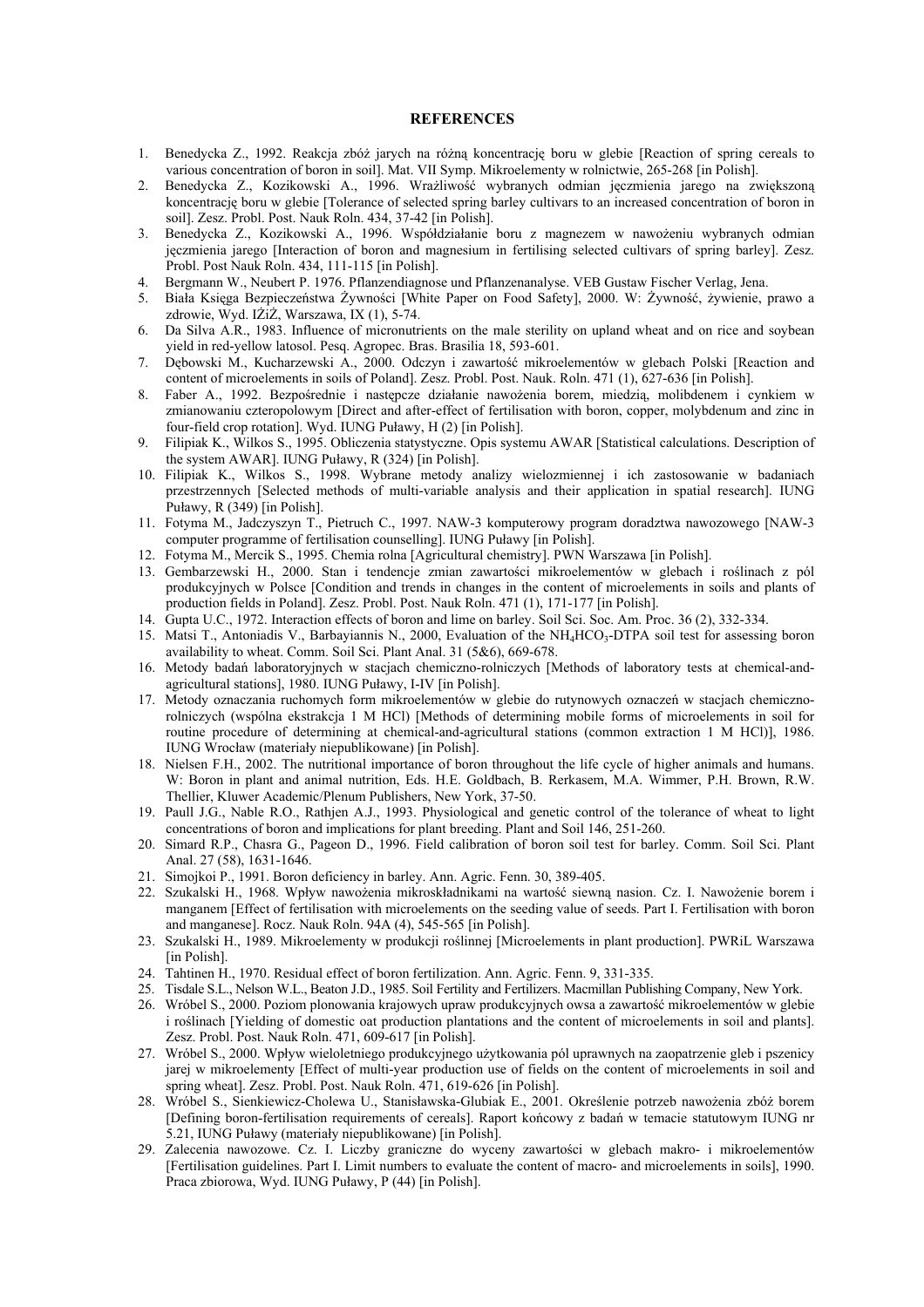## REFERENCES

1. Benedycka Z., 1992. Reakcja zbóż jarych na różną koncentrację boru w glebie [Reaction of spring cereals to various concentration of boron in soil]. Mat. VII Symp. Mikroelementy w rolnictwie, 265-268 [in Polish].
2. Benedycka Z., Kozikowski A., 1996. Wrażliwość wybranych odmian jęczmienia jarego na zwiększoną koncentrację boru w glebie [Tolerance of selected spring barley cultivars to an increased concentration of boron in soil]. Zesz. Probl. Post. Nauk Roln. 434, 37-42 [in Polish].
3. Benedycka Z., Kozikowski A., 1996. Współdziałanie boru z magnezem w nawożeniu wybranych odmian jęczmienia jarego [Interaction of boron and magnesium in fertilising selected cultivars of spring barley]. Zesz. Probl. Post Nauk Roln. 434, 111-115 [in Polish].
4. Bergmann W., Neubert P. 1976. Pflanzendiagnose und Pflanzenanalyse. VEB Gustaw Fischer Verlag, Jena.
5. Biała Księga Bezpieczeństwa Żywności [White Paper on Food Safety], 2000. W: Żywność, żywienie, prawo a zdrowie, Wyd. IŻiŻ, Warszawa, IX (1), 5-74.
6. Da Silva A.R., 1983. Influence of micronutrients on the male sterility on upland wheat and on rice and soybean yield in red-yellow latosol. Pesq. Agropec. Bras. Brasilia 18, 593-601.
7. Dębowski M., Kucharzewski A., 2000. Odczyn i zawartość mikroelementów w glebach Polski [Reaction and content of microelements in soils of Poland]. Zesz. Probl. Post. Nauk. Roln. 471 (1), 627-636 [in Polish].
8. Faber A., 1992. Bezpośrednie i następcze działanie nawożenia borem, miedzią, molibdenem i cynkiem w zmianowaniu czteropolowym [Direct and after-effect of fertilisation with boron, copper, molybdenum and zinc in four-field crop rotation]. Wyd. IUNG Puławy, H (2) [in Polish].
9. Filipiak K., Wilkos S., 1995. Obliczenia statystyczne. Opis systemu AWAR [Statistical calculations. Description of the system AWAR]. IUNG Puławy, R (324) [in Polish].
10. Filipiak K., Wilkos S., 1998. Wybrane metody analizy wielozmiennej i ich zastosowanie w badaniach przestrzennych [Selected methods of multi-variable analysis and their application in spatial research]. IUNG Puławy, R (349) [in Polish].
11. Fotyma M., Jadczyszyn T., Pietruch C., 1997. NAW-3 komputerowy program doradztwa nawozowego [NAW-3 computer programme of fertilisation counselling]. IUNG Puławy [in Polish].
12. Fotyma M., Mercik S., 1995. Chemia rolna [Agricultural chemistry]. PWN Warszawa [in Polish].
13. Gembarzewski H., 2000. Stan i tendencje zmian zawartości mikroelementów w glebach i roślinach z pól produkcyjnych w Polsce [Condition and trends in changes in the content of microelements in soils and plants of production fields in Poland]. Zesz. Probl. Post. Nauk Roln. 471 (1), 171-177 [in Polish].
14. Gupta U.C., 1972. Interaction effects of boron and lime on barley. Soil Sci. Soc. Am. Proc. 36 (2), 332-334.
15. Matsi T., Antoniadis V., Barbayiannis N., 2000, Evaluation of the $NH_4HCO_3$-DTPA soil test for assessing boron availability to wheat. Comm. Soil Sci. Plant Anal. 31 (5&6), 669-678.
16. Metody badań laboratoryjnych w stacjach chemiczno-rolniczych [Methods of laboratory tests at chemical-and-agricultural stations], 1980. IUNG Puławy, I-IV [in Polish].
17. Metody oznaczania ruchomych form mikroelementów w glebie do rutynowych oznaczeń w stacjach chemiczno-rolniczych (wspólna ekstrakcja 1 M HCl) [Methods of determining mobile forms of microelements in soil for routine procedure of determining at chemical-and-agricultural stations (common extraction 1 M HCl)], 1986. IUNG Wrocław (materiały niepublikowane) [in Polish].
18. Nielsen F.H., 2002. The nutritional importance of boron throughout the life cycle of higher animals and humans. W: Boron in plant and animal nutrition, Eds. H.E. Goldbach, B. Rerkasem, M.A. Wimmer, P.H. Brown, R.W. Thellier, Kluwer Academic/Plenum Publishers, New York, 37-50.
19. Paull J.G., Nable R.O., Rathjen A.J., 1993. Physiological and genetic control of the tolerance of wheat to light concentrations of boron and implications for plant breeding. Plant and Soil 146, 251-260.
20. Simard R.P., Chasra G., Pageon D., 1996. Field calibration of boron soil test for barley. Comm. Soil Sci. Plant Anal. 27 (58), 1631-1646.
21. Simojkoi P., 1991. Boron deficiency in barley. Ann. Agric. Fenn. 30, 389-405.
22. Szukalski H., 1968. Wpływ nawożenia mikroskładnikami na wartość siewną nasion. Cz. I. Nawożenie borem i manganem [Effect of fertilisation with microelements on the seeding value of seeds. Part I. Fertilisation with boron and manganese]. Rocz. Nauk Roln. 94A (4), 545-565 [in Polish].
23. Szukalski H., 1989. Mikroelementy w produkcji roślinnej [Microelements in plant production]. PWRiL Warszawa [in Polish].
24. Tahtinen H., 1970. Residual effect of boron fertilization. Ann. Agric. Fenn. 9, 331-335.
25. Tisdale S.L., Nelson W.L., Beaton J.D., 1985. Soil Fertility and Fertilizers. Macmillan Publishing Company, New York.
26. Wróbel S., 2000. Poziom plonowania krajowych upraw produkcyjnych owsa a zawartość mikroelementów w glebie i roślinach [Yielding of domestic oat production plantations and the content of microelements in soil and plants]. Zesz. Probl. Post. Nauk Roln. 471, 609-617 [in Polish].
27. Wróbel S., 2000. Wpływ wieloletniego produkcyjnego użytkowania pól uprawnych na zaopatrzenie gleb i pszenicy jarej w mikroelementy [Effect of multi-year production use of fields on the content of microelements in soil and spring wheat]. Zesz. Probl. Post. Nauk Roln. 471, 619-626 [in Polish].
28. Wróbel S., Sienkiewicz-Cholewa U., Stanisławska-Glubiak E., 2001. Określenie potrzeb nawożenia zbóż borem [Defining boron-fertilisation requirements of cereals]. Raport końcowy z badań w temacie statutowym IUNG nr 5.21, IUNG Puławy (materiały niepublikowane) [in Polish].
29. Zalecenia nawozowe. Cz. I. Liczby graniczne do wyceny zawartości w glebach makro- i mikroelementów [Fertilisation guidelines. Part I. Limit numbers to evaluate the content of macro- and microelements in soils], 1990. Praca zbiorowa, Wyd. IUNG Puławy, P (44) [in Polish].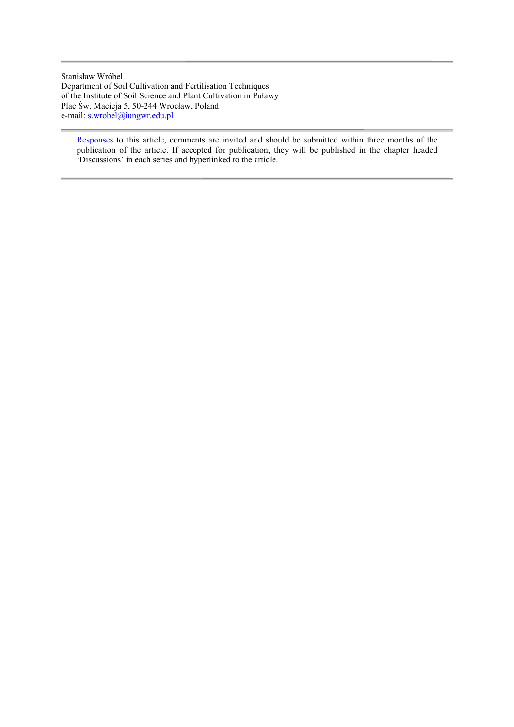Stanisław Wróbel
Department of Soil Cultivation and Fertilisation Techniques
of the Institute of Soil Science and Plant Cultivation in Puławy
Plac Św. Macieja 5, 50-244 Wrocław, Poland
e-mail: s.wrobel@iungwr.edu.pl

---

Responses to this article, comments are invited and should be submitted within three months of the publication of the article. If accepted for publication, they will be published in the chapter headed 'Discussions' in each series and hyperlinked to the article.